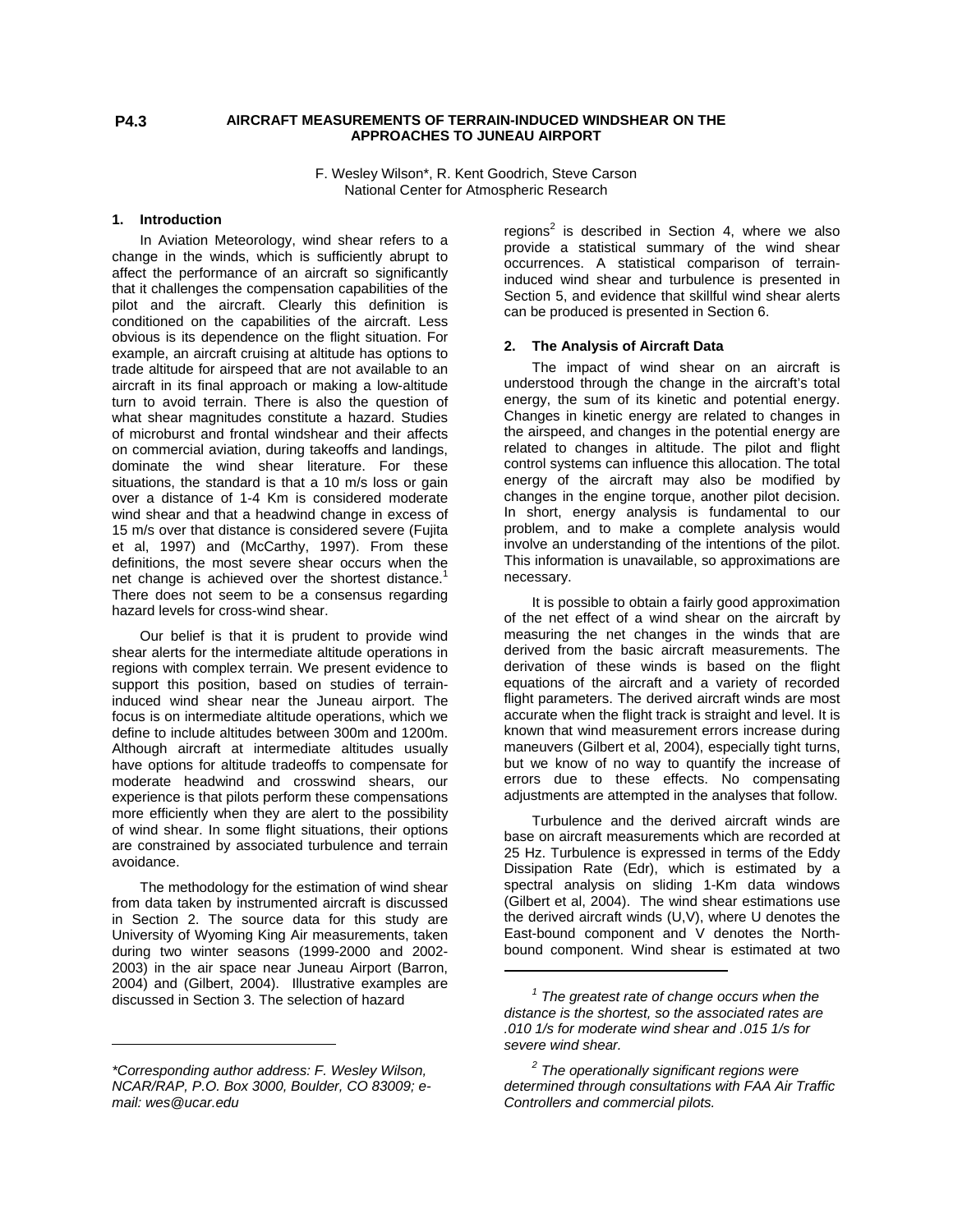**P4.3**

# AIRCRAFT MEASUREMENTS OF TERRAIN-INDUCED WINDSHEAR ON THE APPROACHES TO JUNEAU AIRPORT

F. Wesley Wilson*, R. Kent Goodrich, Steve Carson
National Center for Atmospheric Research

## 1. Introduction

In Aviation Meteorology, wind shear refers to a change in the winds, which is sufficiently abrupt to affect the performance of an aircraft so significantly that it challenges the compensation capabilities of the pilot and the aircraft. Clearly this definition is conditioned on the capabilities of the aircraft. Less obvious is its dependence on the flight situation. For example, an aircraft cruising at altitude has options to trade altitude for airspeed that are not available to an aircraft in its final approach or making a low-altitude turn to avoid terrain. There is also the question of what shear magnitudes constitute a hazard. Studies of microburst and frontal windshear and their affects on commercial aviation, during takeoffs and landings, dominate the wind shear literature. For these situations, the standard is that a 10 m/s loss or gain over a distance of 1-4 Km is considered moderate wind shear and that a headwind change in excess of 15 m/s over that distance is considered severe (Fujita et al, 1997) and (McCarthy, 1997). From these definitions, the most severe shear occurs when the net change is achieved over the shortest distance.[1] There does not seem to be a consensus regarding hazard levels for cross-wind shear.

Our belief is that it is prudent to provide wind shear alerts for the intermediate altitude operations in regions with complex terrain. We present evidence to support this position, based on studies of terrain-induced wind shear near the Juneau airport. The focus is on intermediate altitude operations, which we define to include altitudes between 300m and 1200m. Although aircraft at intermediate altitudes usually have options for altitude tradeoffs to compensate for moderate headwind and crosswind shears, our experience is that pilots perform these compensations more efficiently when they are alert to the possibility of wind shear. In some flight situations, their options are constrained by associated turbulence and terrain avoidance.

The methodology for the estimation of wind shear from data taken by instrumented aircraft is discussed in Section 2. The source data for this study are University of Wyoming King Air measurements, taken during two winter seasons (1999-2000 and 2002-2003) in the air space near Juneau Airport (Barron, 2004) and (Gilbert, 2004). Illustrative examples are discussed in Section 3. The selection of hazard regions[2] is described in Section 4, where we also provide a statistical summary of the wind shear occurrences. A statistical comparison of terrain-induced wind shear and turbulence is presented in Section 5, and evidence that skillful wind shear alerts can be produced is presented in Section 6.

## 2. The Analysis of Aircraft Data

The impact of wind shear on an aircraft is understood through the change in the aircraft's total energy, the sum of its kinetic and potential energy. Changes in kinetic energy are related to changes in the airspeed, and changes in the potential energy are related to changes in altitude. The pilot and flight control systems can influence this allocation. The total energy of the aircraft may also be modified by changes in the engine torque, another pilot decision. In short, energy analysis is fundamental to our problem, and to make a complete analysis would involve an understanding of the intentions of the pilot. This information is unavailable, so approximations are necessary.

It is possible to obtain a fairly good approximation of the net effect of a wind shear on the aircraft by measuring the net changes in the winds that are derived from the basic aircraft measurements. The derivation of these winds is based on the flight equations of the aircraft and a variety of recorded flight parameters. The derived aircraft winds are most accurate when the flight track is straight and level. It is known that wind measurement errors increase during maneuvers (Gilbert et al, 2004), especially tight turns, but we know of no way to quantify the increase of errors due to these effects. No compensating adjustments are attempted in the analyses that follow.

Turbulence and the derived aircraft winds are base on aircraft measurements which are recorded at 25 Hz. Turbulence is expressed in terms of the Eddy Dissipation Rate (Edr), which is estimated by a spectral analysis on sliding 1-Km data windows (Gilbert et al, 2004). The wind shear estimations use the derived aircraft winds (U,V), where U denotes the East-bound component and V denotes the North-bound component. Wind shear is estimated at two

---

*Corresponding author address: F. Wesley Wilson, NCAR/RAP, P.O. Box 3000, Boulder, CO 83009; e-mail: wes@ucar.edu*

[1] *The greatest rate of change occurs when the distance is the shortest, so the associated rates are .010 1/s for moderate wind shear and .015 1/s for severe wind shear.*

[2] *The operationally significant regions were determined through consultations with FAA Air Traffic Controllers and commercial pilots.*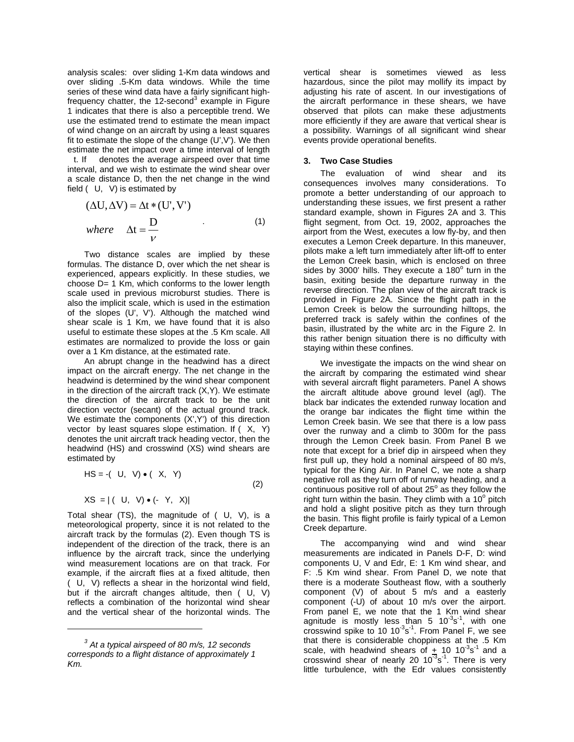analysis scales: over sliding 1-Km data windows and over sliding .5-Km data windows. While the time series of these wind data have a fairly significant high-frequency chatter, the 12-second[3] example in Figure 1 indicates that there is also a perceptible trend. We use the estimated trend to estimate the mean impact of wind change on an aircraft by using a least squares fit to estimate the slope of the change (U',V'). We then estimate the net impact over a time interval of length $\Delta$t. If $\nu$ denotes the average airspeed over that time interval, and we wish to estimate the wind shear over a scale distance D, then the net change in the wind field ($\Delta$U, $\Delta$V) is estimated by

$$(\Delta U, \Delta V) = \Delta t * (U', V')$$
$$where \quad \Delta t = \frac{D}{\nu} \tag{1}$$

Two distance scales are implied by these formulas. The distance D, over which the net shear is experienced, appears explicitly. In these studies, we choose D= 1 Km, which conforms to the lower length scale used in previous microburst studies. There is also the implicit scale, which is used in the estimation of the slopes (U', V'). Although the matched wind shear scale is 1 Km, we have found that it is also useful to estimate these slopes at the .5 Km scale. All estimates are normalized to provide the loss or gain over a 1 Km distance, at the estimated rate.

An abrupt change in the headwind has a direct impact on the aircraft energy. The net change in the headwind is determined by the wind shear component in the direction of the aircraft track (X,Y). We estimate the direction of the aircraft track to be the unit direction vector (secant) of the actual ground track. We estimate the components (X',Y') of this direction vector by least squares slope estimation. If ($\Delta$X, $\Delta$Y) denotes the unit aircraft track heading vector, then the headwind (HS) and crosswind (XS) wind shears are estimated by

$$HS = -(\Delta U, \Delta V) \bullet (\Delta X, \Delta Y)$$
$$XS = |(\Delta U, \Delta V) \bullet (-\Delta Y, \Delta X)| \tag{2}$$

Total shear (TS), the magnitude of ($\Delta$U, $\Delta$V), is a meteorological property, since it is not related to the aircraft track by the formulas (2). Even though TS is independent of the direction of the track, there is an influence by the aircraft track, since the underlying wind measurement locations are on that track. For example, if the aircraft flies at a fixed altitude, then ($\Delta$U, $\Delta$V) reflects a shear in the horizontal wind field, but if the aircraft changes altitude, then ($\Delta$U, $\Delta$V) reflects a combination of the horizontal wind shear and the vertical shear of the horizontal winds. The vertical shear is sometimes viewed as less hazardous, since the pilot may mollify its impact by adjusting his rate of ascent. In our investigations of the aircraft performance in these shears, we have observed that pilots can make these adjustments more efficiently if they are aware that vertical shear is a possibility. Warnings of all significant wind shear events provide operational benefits.

[3] *At a typical airspeed of 80 m/s, 12 seconds corresponds to a flight distance of approximately 1 Km.*

### 3. Two Case Studies

The evaluation of wind shear and its consequences involves many considerations. To promote a better understanding of our approach to understanding these issues, we first present a rather standard example, shown in Figures 2A and 3. This flight segment, from Oct. 19, 2002, approaches the airport from the West, executes a low fly-by, and then executes a Lemon Creek departure. In this maneuver, pilots make a left turn immediately after lift-off to enter the Lemon Creek basin, which is enclosed on three sides by 3000' hills. They execute a 180$^{o}$ turn in the basin, exiting beside the departure runway in the reverse direction. The plan view of the aircraft track is provided in Figure 2A. Since the flight path in the Lemon Creek is below the surrounding hilltops, the preferred track is safely within the confines of the basin, illustrated by the white arc in the Figure 2. In this rather benign situation there is no difficulty with staying within these confines.

We investigate the impacts on the wind shear on the aircraft by comparing the estimated wind shear with several aircraft flight parameters. Panel A shows the aircraft altitude above ground level (agl). The black bar indicates the extended runway location and the orange bar indicates the flight time within the Lemon Creek basin. We see that there is a low pass over the runway and a climb to 300m for the pass through the Lemon Creek basin. From Panel B we note that except for a brief dip in airspeed when they first pull up, they hold a nominal airspeed of 80 m/s, typical for the King Air. In Panel C, we note a sharp negative roll as they turn off of runway heading, and a continuous positive roll of about 25$^{o}$ as they follow the right turn within the basin. They climb with a 10$^{o}$ pitch and hold a slight positive pitch as they turn through the basin. This flight profile is fairly typical of a Lemon Creek departure.

The accompanying wind and wind shear measurements are indicated in Panels D-F, D: wind components U, V and Edr, E: 1 Km wind shear, and F: .5 Km wind shear. From Panel D, we note that there is a moderate Southeast flow, with a southerly component (V) of about 5 m/s and a easterly component (-U) of about 10 m/s over the airport. From panel E, we note that the 1 Km wind shear agnitude is mostly less than 5 $10^{-3}s^{-1}$, with one crosswind spike to 10 $10^{-3}s^{-1}$. From Panel F, we see that there is considerable choppiness at the .5 Km scale, with headwind shears of $\pm$ 10 $10^{-3}s^{-1}$ and a crosswind shear of nearly 20 $10^{-3}s^{-1}$. There is very little turbulence, with the Edr values consistently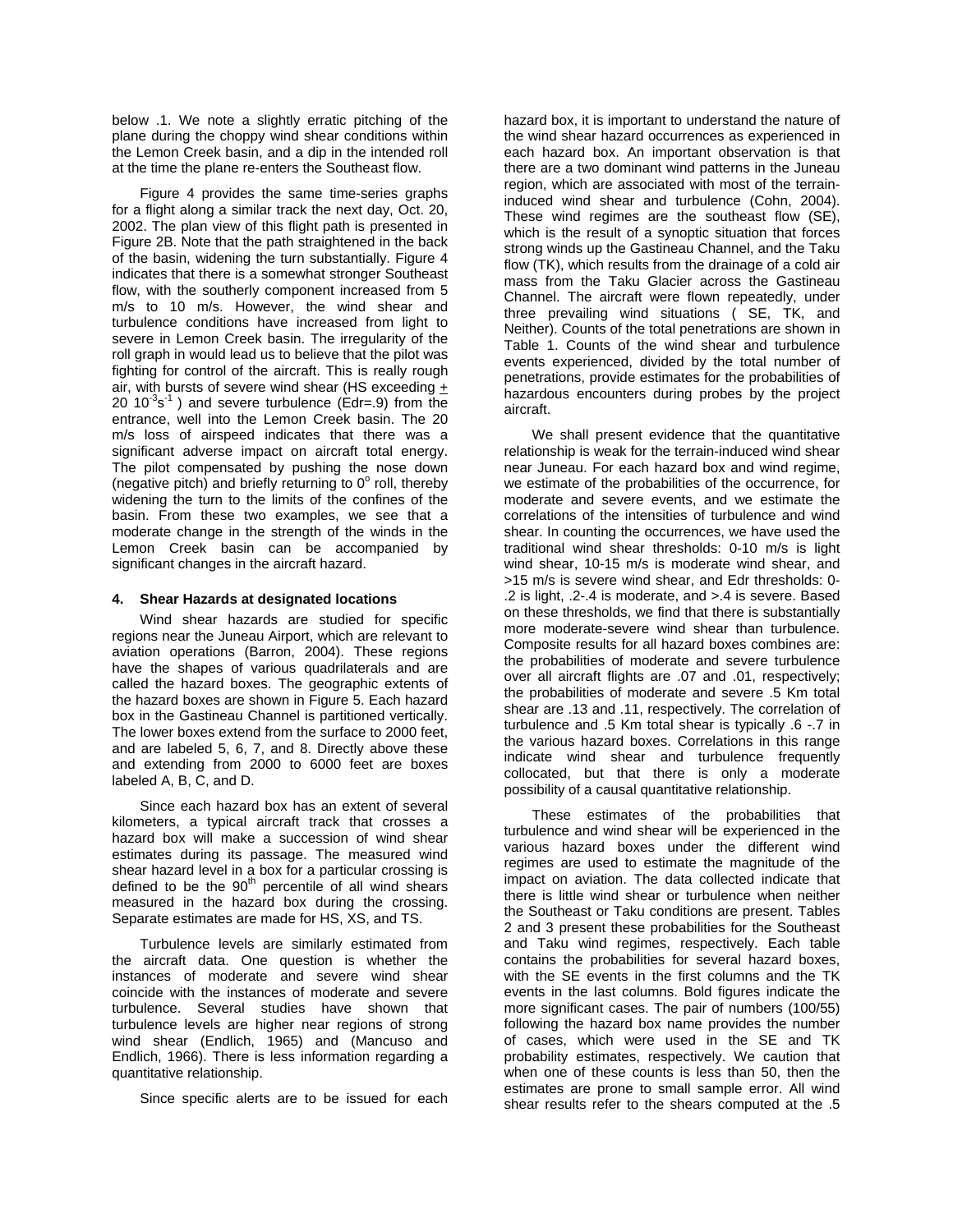below .1. We note a slightly erratic pitching of the plane during the choppy wind shear conditions within the Lemon Creek basin, and a dip in the intended roll at the time the plane re-enters the Southeast flow.

Figure 4 provides the same time-series graphs for a flight along a similar track the next day, Oct. 20, 2002. The plan view of this flight path is presented in Figure 2B. Note that the path straightened in the back of the basin, widening the turn substantially. Figure 4 indicates that there is a somewhat stronger Southeast flow, with the southerly component increased from 5 m/s to 10 m/s. However, the wind shear and turbulence conditions have increased from light to severe in Lemon Creek basin. The irregularity of the roll graph in would lead us to believe that the pilot was fighting for control of the aircraft. This is really rough air, with bursts of severe wind shear (HS exceeding $\pm$ 20 $10^{-3}s^{-1}$ ) and severe turbulence (Edr=.9) from the entrance, well into the Lemon Creek basin. The 20 m/s loss of airspeed indicates that there was a significant adverse impact on aircraft total energy. The pilot compensated by pushing the nose down (negative pitch) and briefly returning to $0^o$ roll, thereby widening the turn to the limits of the confines of the basin. From these two examples, we see that a moderate change in the strength of the winds in the Lemon Creek basin can be accompanied by significant changes in the aircraft hazard.

## 4. Shear Hazards at designated locations

Wind shear hazards are studied for specific regions near the Juneau Airport, which are relevant to aviation operations (Barron, 2004). These regions have the shapes of various quadrilaterals and are called the hazard boxes. The geographic extents of the hazard boxes are shown in Figure 5. Each hazard box in the Gastineau Channel is partitioned vertically. The lower boxes extend from the surface to 2000 feet, and are labeled 5, 6, 7, and 8. Directly above these and extending from 2000 to 6000 feet are boxes labeled A, B, C, and D.

Since each hazard box has an extent of several kilometers, a typical aircraft track that crosses a hazard box will make a succession of wind shear estimates during its passage. The measured wind shear hazard level in a box for a particular crossing is defined to be the $90^{th}$ percentile of all wind shears measured in the hazard box during the crossing. Separate estimates are made for HS, XS, and TS.

Turbulence levels are similarly estimated from the aircraft data. One question is whether the instances of moderate and severe wind shear coincide with the instances of moderate and severe turbulence. Several studies have shown that turbulence levels are higher near regions of strong wind shear (Endlich, 1965) and (Mancuso and Endlich, 1966). There is less information regarding a quantitative relationship.

Since specific alerts are to be issued for each hazard box, it is important to understand the nature of the wind shear hazard occurrences as experienced in each hazard box. An important observation is that there are a two dominant wind patterns in the Juneau region, which are associated with most of the terrain-induced wind shear and turbulence (Cohn, 2004). These wind regimes are the southeast flow (SE), which is the result of a synoptic situation that forces strong winds up the Gastineau Channel, and the Taku flow (TK), which results from the drainage of a cold air mass from the Taku Glacier across the Gastineau Channel. The aircraft were flown repeatedly, under three prevailing wind situations ( SE, TK, and Neither). Counts of the total penetrations are shown in Table 1. Counts of the wind shear and turbulence events experienced, divided by the total number of penetrations, provide estimates for the probabilities of hazardous encounters during probes by the project aircraft.

We shall present evidence that the quantitative relationship is weak for the terrain-induced wind shear near Juneau. For each hazard box and wind regime, we estimate of the probabilities of the occurrence, for moderate and severe events, and we estimate the correlations of the intensities of turbulence and wind shear. In counting the occurrences, we have used the traditional wind shear thresholds: 0-10 m/s is light wind shear, 10-15 m/s is moderate wind shear, and >15 m/s is severe wind shear, and Edr thresholds: 0-.2 is light, .2-.4 is moderate, and >.4 is severe. Based on these thresholds, we find that there is substantially more moderate-severe wind shear than turbulence. Composite results for all hazard boxes combines are: the probabilities of moderate and severe turbulence over all aircraft flights are .07 and .01, respectively; the probabilities of moderate and severe .5 Km total shear are .13 and .11, respectively. The correlation of turbulence and .5 Km total shear is typically .6 -.7 in the various hazard boxes. Correlations in this range indicate wind shear and turbulence frequently collocated, but that there is only a moderate possibility of a causal quantitative relationship.

These estimates of the probabilities that turbulence and wind shear will be experienced in the various hazard boxes under the different wind regimes are used to estimate the magnitude of the impact on aviation. The data collected indicate that there is little wind shear or turbulence when neither the Southeast or Taku conditions are present. Tables 2 and 3 present these probabilities for the Southeast and Taku wind regimes, respectively. Each table contains the probabilities for several hazard boxes, with the SE events in the first columns and the TK events in the last columns. Bold figures indicate the more significant cases. The pair of numbers (100/55) following the hazard box name provides the number of cases, which were used in the SE and TK probability estimates, respectively. We caution that when one of these counts is less than 50, then the estimates are prone to small sample error. All wind shear results refer to the shears computed at the .5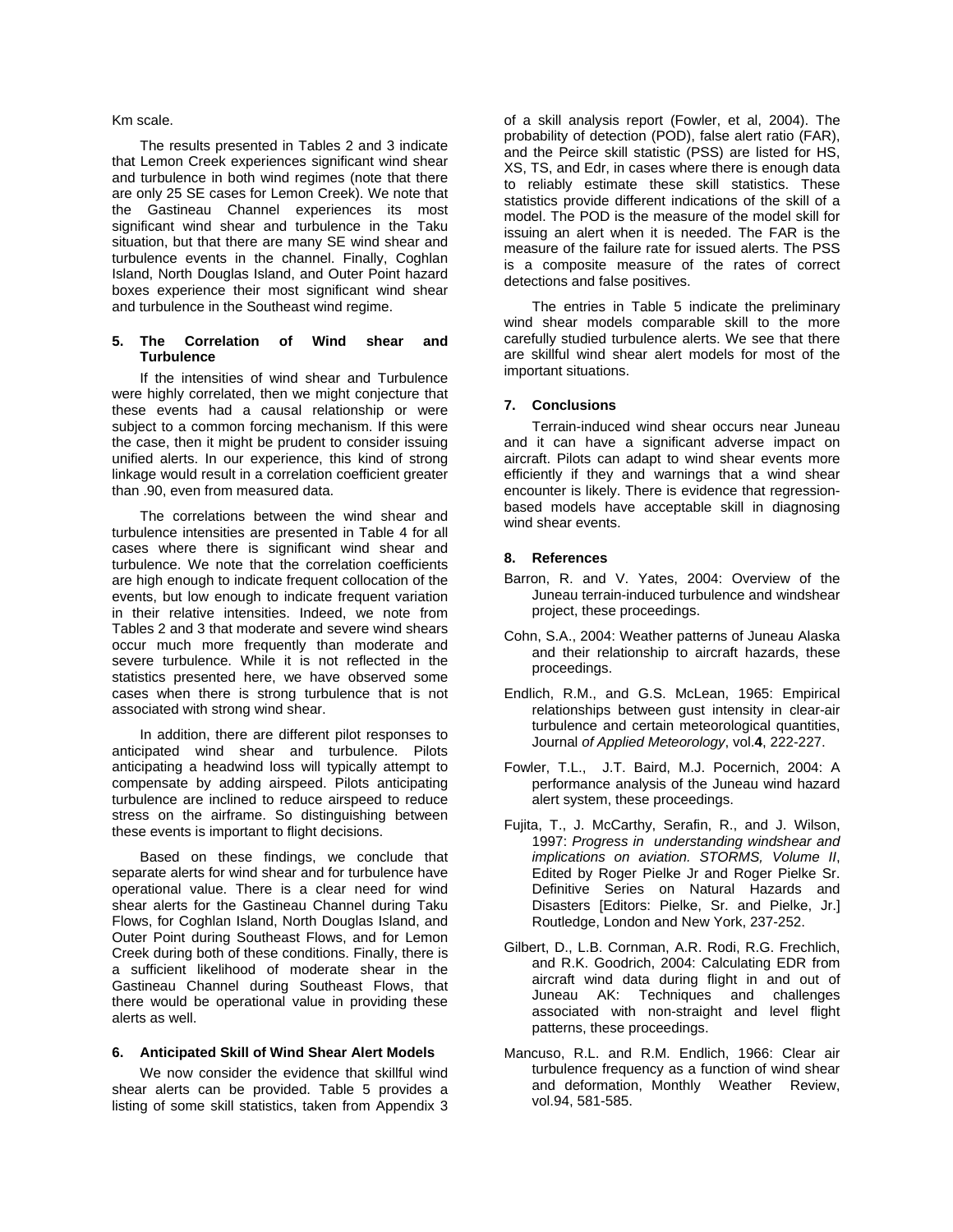Km scale.

The results presented in Tables 2 and 3 indicate that Lemon Creek experiences significant wind shear and turbulence in both wind regimes (note that there are only 25 SE cases for Lemon Creek). We note that the Gastineau Channel experiences its most significant wind shear and turbulence in the Taku situation, but that there are many SE wind shear and turbulence events in the channel. Finally, Coghlan Island, North Douglas Island, and Outer Point hazard boxes experience their most significant wind shear and turbulence in the Southeast wind regime.

## 5. The Correlation of Wind shear and Turbulence

If the intensities of wind shear and Turbulence were highly correlated, then we might conjecture that these events had a causal relationship or were subject to a common forcing mechanism. If this were the case, then it might be prudent to consider issuing unified alerts. In our experience, this kind of strong linkage would result in a correlation coefficient greater than .90, even from measured data.

The correlations between the wind shear and turbulence intensities are presented in Table 4 for all cases where there is significant wind shear and turbulence. We note that the correlation coefficients are high enough to indicate frequent collocation of the events, but low enough to indicate frequent variation in their relative intensities. Indeed, we note from Tables 2 and 3 that moderate and severe wind shears occur much more frequently than moderate and severe turbulence. While it is not reflected in the statistics presented here, we have observed some cases when there is strong turbulence that is not associated with strong wind shear.

In addition, there are different pilot responses to anticipated wind shear and turbulence. Pilots anticipating a headwind loss will typically attempt to compensate by adding airspeed. Pilots anticipating turbulence are inclined to reduce airspeed to reduce stress on the airframe. So distinguishing between these events is important to flight decisions.

Based on these findings, we conclude that separate alerts for wind shear and for turbulence have operational value. There is a clear need for wind shear alerts for the Gastineau Channel during Taku Flows, for Coghlan Island, North Douglas Island, and Outer Point during Southeast Flows, and for Lemon Creek during both of these conditions. Finally, there is a sufficient likelihood of moderate shear in the Gastineau Channel during Southeast Flows, that there would be operational value in providing these alerts as well.

## 6. Anticipated Skill of Wind Shear Alert Models

We now consider the evidence that skillful wind shear alerts can be provided. Table 5 provides a listing of some skill statistics, taken from Appendix 3 of a skill analysis report (Fowler, et al, 2004). The probability of detection (POD), false alert ratio (FAR), and the Peirce skill statistic (PSS) are listed for HS, XS, TS, and Edr, in cases where there is enough data to reliably estimate these skill statistics. These statistics provide different indications of the skill of a model. The POD is the measure of the model skill for issuing an alert when it is needed. The FAR is the measure of the failure rate for issued alerts. The PSS is a composite measure of the rates of correct detections and false positives.

The entries in Table 5 indicate the preliminary wind shear models comparable skill to the more carefully studied turbulence alerts. We see that there are skillful wind shear alert models for most of the important situations.

## 7. Conclusions

Terrain-induced wind shear occurs near Juneau and it can have a significant adverse impact on aircraft. Pilots can adapt to wind shear events more efficiently if they and warnings that a wind shear encounter is likely. There is evidence that regression-based models have acceptable skill in diagnosing wind shear events.

## 8. References

Barron, R. and V. Yates, 2004: Overview of the Juneau terrain-induced turbulence and windshear project, these proceedings.

Cohn, S.A., 2004: Weather patterns of Juneau Alaska and their relationship to aircraft hazards, these proceedings.

Endlich, R.M., and G.S. McLean, 1965: Empirical relationships between gust intensity in clear-air turbulence and certain meteorological quantities, Journal *of Applied Meteorology*, vol.**4**, 222-227.

Fowler, T.L., J.T. Baird, M.J. Pocernich, 2004: A performance analysis of the Juneau wind hazard alert system, these proceedings.

Fujita, T., J. McCarthy, Serafin, R., and J. Wilson, 1997: *Progress in understanding windshear and implications on aviation. STORMS, Volume II*, Edited by Roger Pielke Jr and Roger Pielke Sr. Definitive Series on Natural Hazards and Disasters [Editors: Pielke, Sr. and Pielke, Jr.] Routledge, London and New York, 237-252.

Gilbert, D., L.B. Cornman, A.R. Rodi, R.G. Frechlich, and R.K. Goodrich, 2004: Calculating EDR from aircraft wind data during flight in and out of Juneau AK: Techniques and challenges associated with non-straight and level flight patterns, these proceedings.

Mancuso, R.L. and R.M. Endlich, 1966: Clear air turbulence frequency as a function of wind shear and deformation, Monthly Weather Review, vol.94, 581-585.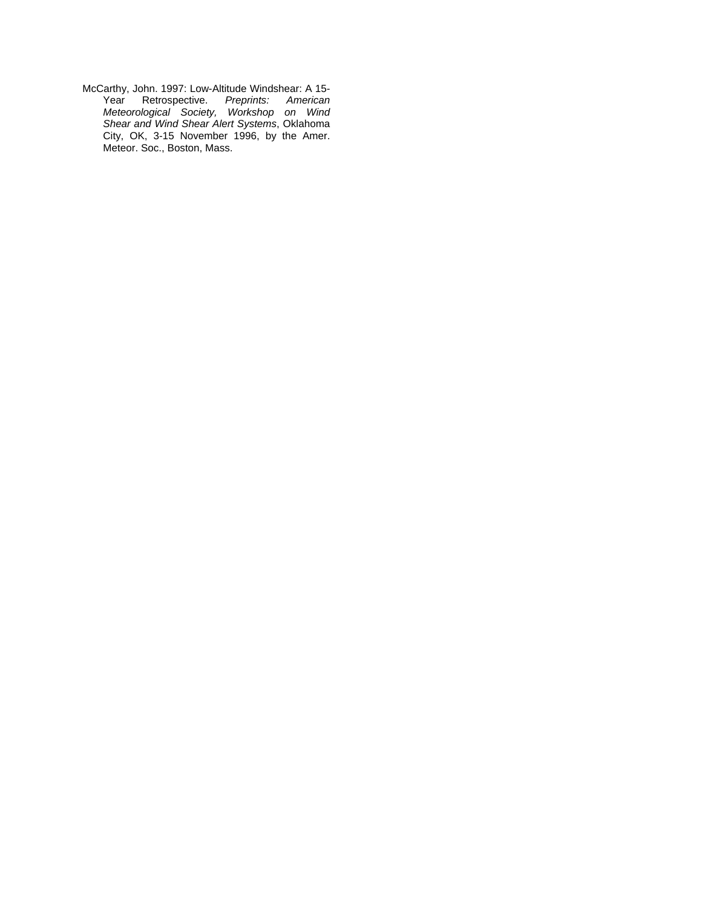McCarthy, John. 1997: Low-Altitude Windshear: A 15-Year Retrospective. *Preprints: American Meteorological Society, Workshop on Wind Shear and Wind Shear Alert Systems*, Oklahoma City, OK, 3-15 November 1996, by the Amer. Meteor. Soc., Boston, Mass.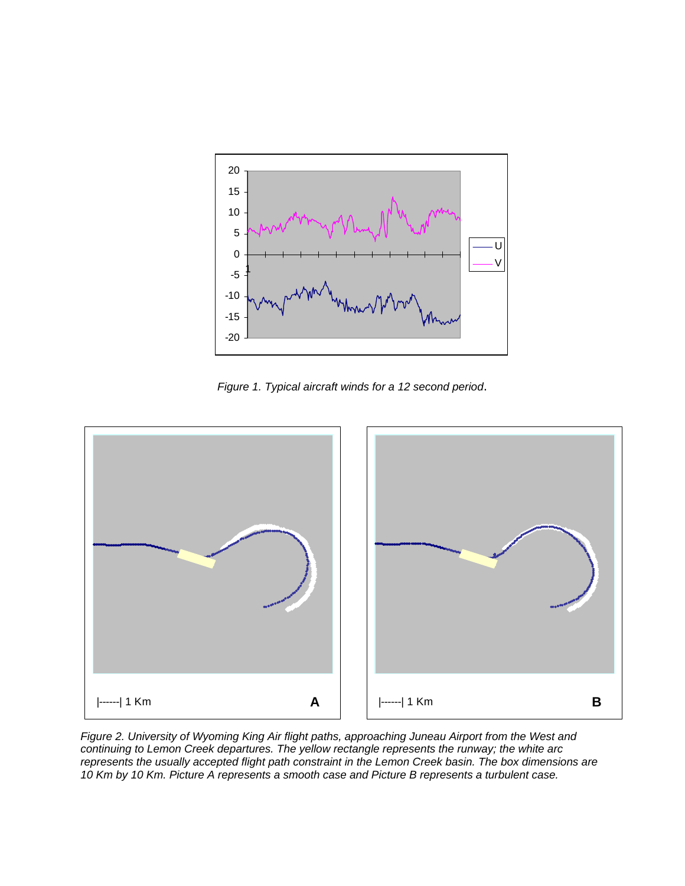*Figure 1. Typical aircraft winds for a 12 second period*.

*Figure 2. University of Wyoming King Air flight paths, approaching Juneau Airport from the West and continuing to Lemon Creek departures. The yellow rectangle represents the runway; the white arc represents the usually accepted flight path constraint in the Lemon Creek basin. The box dimensions are 10 Km by 10 Km. Picture A represents a smooth case and Picture B represents a turbulent case.*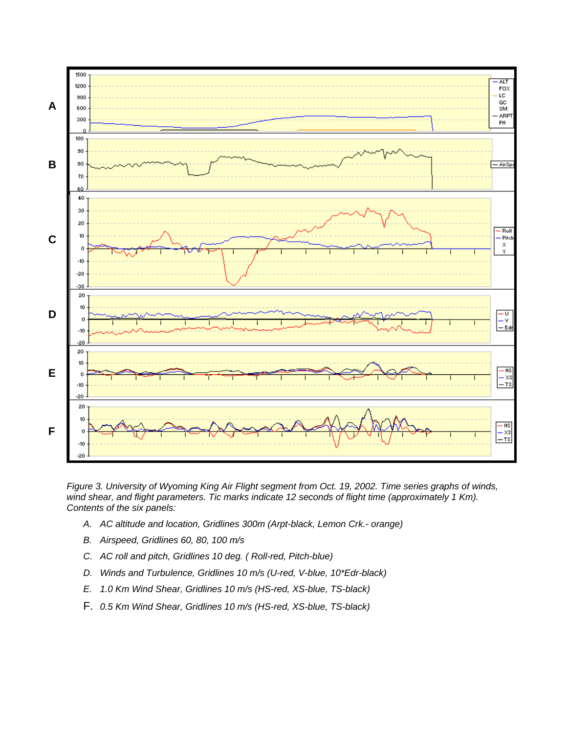*Figure 3. University of Wyoming King Air Flight segment from Oct. 19, 2002. Time series graphs of winds, wind shear, and flight parameters. Tic marks indicate 12 seconds of flight time (approximately 1 Km). Contents of the six panels:*

A. *AC altitude and location, Gridlines 300m (Arpt-black, Lemon Crk.- orange)*
B. *Airspeed, Gridlines 60, 80, 100 m/s*
C. *AC roll and pitch, Gridlines 10 deg. ( Roll-red, Pitch-blue)*
D. *Winds and Turbulence, Gridlines 10 m/s (U-red, V-blue, 10\*Edr-black)*
E. *1.0 Km Wind Shear, Gridlines 10 m/s (HS-red, XS-blue, TS-black)*
F. *0.5 Km Wind Shear, Gridlines 10 m/s (HS-red, XS-blue, TS-black)*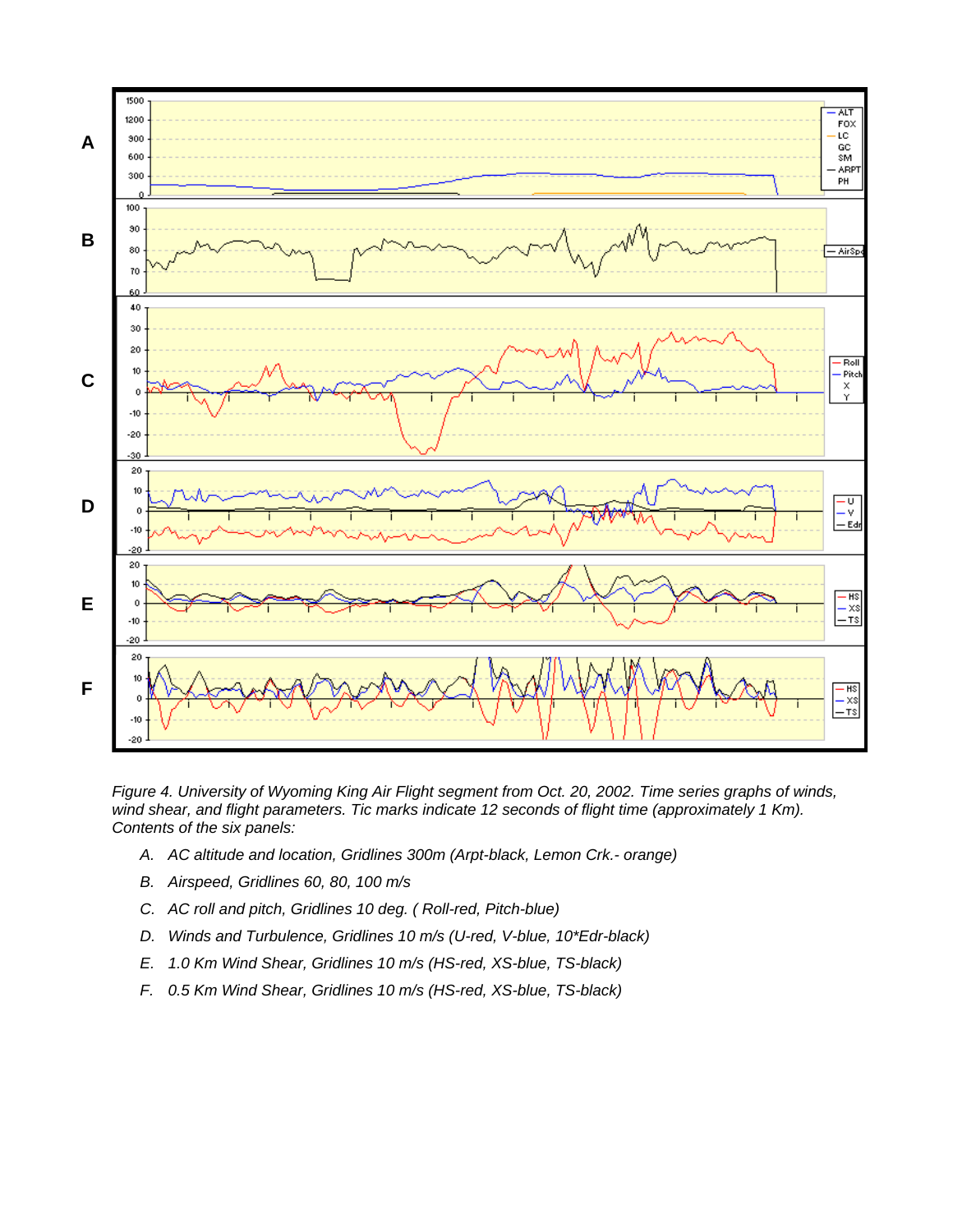*Figure 4. University of Wyoming King Air Flight segment from Oct. 20, 2002. Time series graphs of winds, wind shear, and flight parameters. Tic marks indicate 12 seconds of flight time (approximately 1 Km). Contents of the six panels:*

A. *AC altitude and location, Gridlines 300m (Arpt-black, Lemon Crk.- orange)*
B. *Airspeed, Gridlines 60, 80, 100 m/s*
C. *AC roll and pitch, Gridlines 10 deg. ( Roll-red, Pitch-blue)*
D. *Winds and Turbulence, Gridlines 10 m/s (U-red, V-blue, 10\*Edr-black)*
E. *1.0 Km Wind Shear, Gridlines 10 m/s (HS-red, XS-blue, TS-black)*
F. *0.5 Km Wind Shear, Gridlines 10 m/s (HS-red, XS-blue, TS-black)*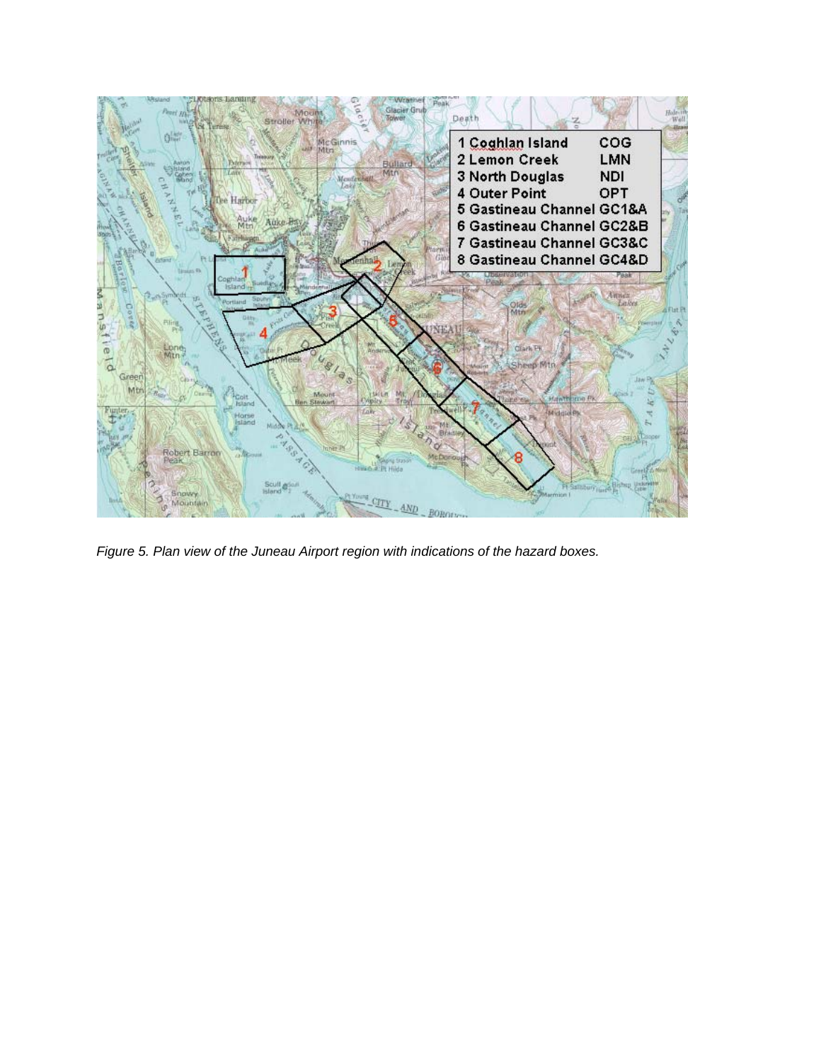*Figure 5. Plan view of the Juneau Airport region with indications of the hazard boxes.*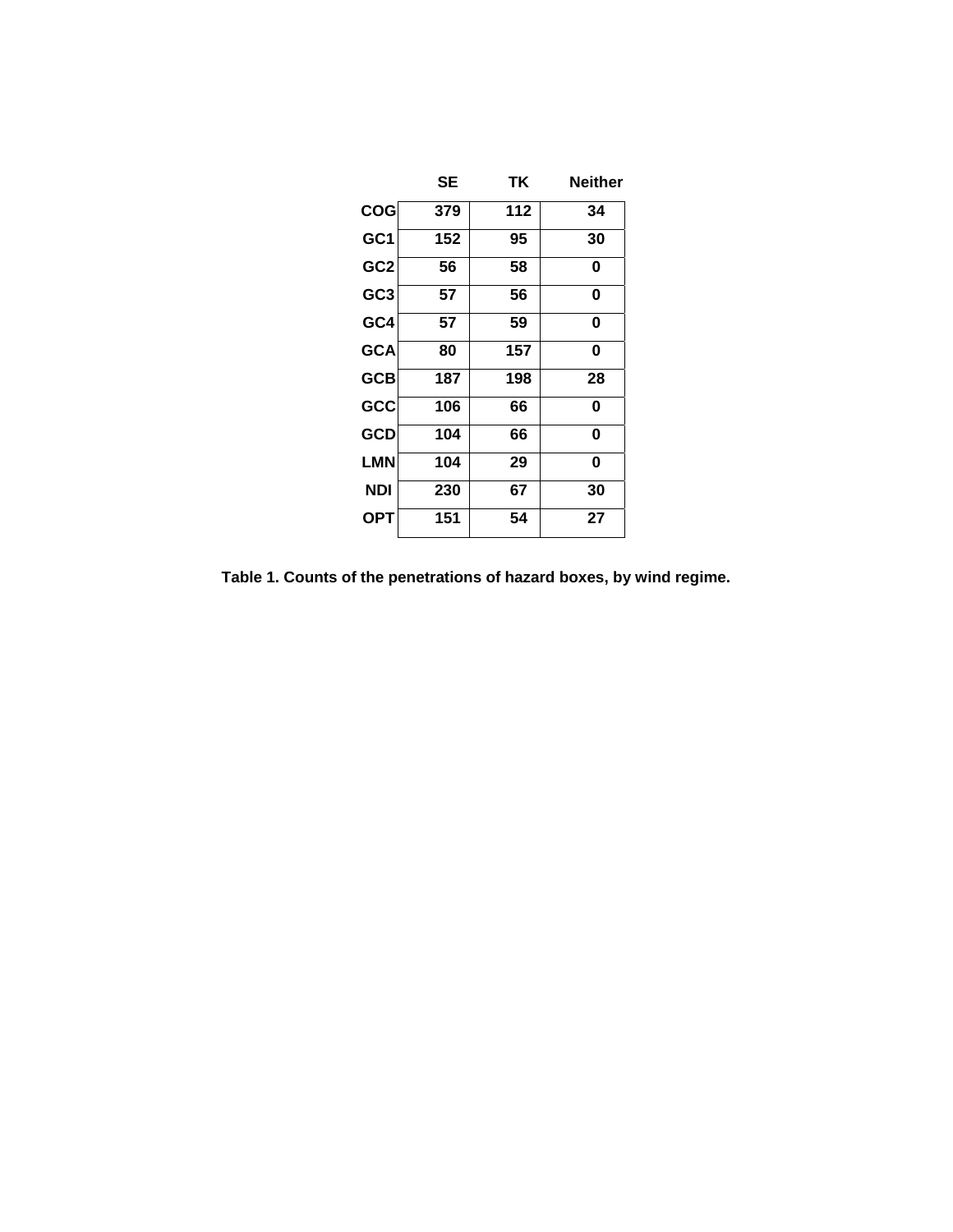| | SE | TK | Neither |
|---|---|---|---|
| COG | 379 | 112 | 34 |
| GC1 | 152 | 95 | 30 |
| GC2 | 56 | 58 | 0 |
| GC3 | 57 | 56 | 0 |
| GC4 | 57 | 59 | 0 |
| GCA | 80 | 157 | 0 |
| GCB | 187 | 198 | 28 |
| GCC | 106 | 66 | 0 |
| GCD | 104 | 66 | 0 |
| LMN | 104 | 29 | 0 |
| NDI | 230 | 67 | 30 |
| OPT | 151 | 54 | 27 |

**Table 1. Counts of the penetrations of hazard boxes, by wind regime.**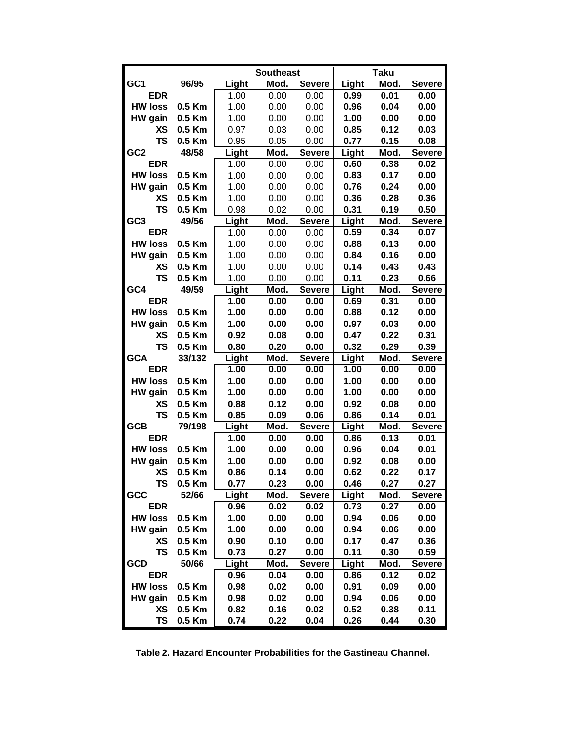| | | Southeast | | | Taku | | |
|---|---|---|---|---|---|---|---|
| **GC1** | **96/95** | **Light** | **Mod.** | **Severe** | **Light** | **Mod.** | **Severe** |
| **EDR** | | 1.00 | 0.00 | 0.00 | **0.99** | **0.01** | **0.00** |
| **HW loss** | **0.5 Km** | 1.00 | 0.00 | 0.00 | **0.96** | **0.04** | **0.00** |
| **HW gain** | **0.5 Km** | 1.00 | 0.00 | 0.00 | **1.00** | **0.00** | **0.00** |
| **XS** | **0.5 Km** | 0.97 | 0.03 | 0.00 | **0.85** | **0.12** | **0.03** |
| **TS** | **0.5 Km** | 0.95 | 0.05 | 0.00 | **0.77** | **0.15** | **0.08** |
| **GC2** | **48/58** | **Light** | **Mod.** | **Severe** | **Light** | **Mod.** | **Severe** |
| **EDR** | | 1.00 | 0.00 | 0.00 | **0.60** | **0.38** | **0.02** |
| **HW loss** | **0.5 Km** | 1.00 | 0.00 | 0.00 | **0.83** | **0.17** | **0.00** |
| **HW gain** | **0.5 Km** | 1.00 | 0.00 | 0.00 | **0.76** | **0.24** | **0.00** |
| **XS** | **0.5 Km** | 1.00 | 0.00 | 0.00 | **0.36** | **0.28** | **0.36** |
| **TS** | **0.5 Km** | 0.98 | 0.02 | 0.00 | **0.31** | **0.19** | **0.50** |
| **GC3** | **49/56** | **Light** | **Mod.** | **Severe** | **Light** | **Mod.** | **Severe** |
| **EDR** | | 1.00 | 0.00 | 0.00 | **0.59** | **0.34** | **0.07** |
| **HW loss** | **0.5 Km** | 1.00 | 0.00 | 0.00 | **0.88** | **0.13** | **0.00** |
| **HW gain** | **0.5 Km** | 1.00 | 0.00 | 0.00 | **0.84** | **0.16** | **0.00** |
| **XS** | **0.5 Km** | 1.00 | 0.00 | 0.00 | **0.14** | **0.43** | **0.43** |
| **TS** | **0.5 Km** | 1.00 | 0.00 | 0.00 | **0.11** | **0.23** | **0.66** |
| **GC4** | **49/59** | **Light** | **Mod.** | **Severe** | **Light** | **Mod.** | **Severe** |
| **EDR** | | **1.00** | **0.00** | **0.00** | **0.69** | **0.31** | **0.00** |
| **HW loss** | **0.5 Km** | **1.00** | **0.00** | **0.00** | **0.88** | **0.12** | **0.00** |
| **HW gain** | **0.5 Km** | **1.00** | **0.00** | **0.00** | **0.97** | **0.03** | **0.00** |
| **XS** | **0.5 Km** | **0.92** | **0.08** | **0.00** | **0.47** | **0.22** | **0.31** |
| **TS** | **0.5 Km** | **0.80** | **0.20** | **0.00** | **0.32** | **0.29** | **0.39** |
| **GCA** | **33/132** | **Light** | **Mod.** | **Severe** | **Light** | **Mod.** | **Severe** |
| **EDR** | | **1.00** | **0.00** | **0.00** | **1.00** | **0.00** | **0.00** |
| **HW loss** | **0.5 Km** | **1.00** | **0.00** | **0.00** | **1.00** | **0.00** | **0.00** |
| **HW gain** | **0.5 Km** | **1.00** | **0.00** | **0.00** | **1.00** | **0.00** | **0.00** |
| **XS** | **0.5 Km** | **0.88** | **0.12** | **0.00** | **0.92** | **0.08** | **0.00** |
| **TS** | **0.5 Km** | **0.85** | **0.09** | **0.06** | **0.86** | **0.14** | **0.01** |
| **GCB** | **79/198** | **Light** | **Mod.** | **Severe** | **Light** | **Mod.** | **Severe** |
| **EDR** | | **1.00** | **0.00** | **0.00** | **0.86** | **0.13** | **0.01** |
| **HW loss** | **0.5 Km** | **1.00** | **0.00** | **0.00** | **0.96** | **0.04** | **0.01** |
| **HW gain** | **0.5 Km** | **1.00** | **0.00** | **0.00** | **0.92** | **0.08** | **0.00** |
| **XS** | **0.5 Km** | **0.86** | **0.14** | **0.00** | **0.62** | **0.22** | **0.17** |
| **TS** | **0.5 Km** | **0.77** | **0.23** | **0.00** | **0.46** | **0.27** | **0.27** |
| **GCC** | **52/66** | **Light** | **Mod.** | **Severe** | **Light** | **Mod.** | **Severe** |
| **EDR** | | **0.96** | **0.02** | **0.02** | **0.73** | **0.27** | **0.00** |
| **HW loss** | **0.5 Km** | **1.00** | **0.00** | **0.00** | **0.94** | **0.06** | **0.00** |
| **HW gain** | **0.5 Km** | **1.00** | **0.00** | **0.00** | **0.94** | **0.06** | **0.00** |
| **XS** | **0.5 Km** | **0.90** | **0.10** | **0.00** | **0.17** | **0.47** | **0.36** |
| **TS** | **0.5 Km** | **0.73** | **0.27** | **0.00** | **0.11** | **0.30** | **0.59** |
| **GCD** | **50/66** | **Light** | **Mod.** | **Severe** | **Light** | **Mod.** | **Severe** |
| **EDR** | | **0.96** | **0.04** | **0.00** | **0.86** | **0.12** | **0.02** |
| **HW loss** | **0.5 Km** | **0.98** | **0.02** | **0.00** | **0.91** | **0.09** | **0.00** |
| **HW gain** | **0.5 Km** | **0.98** | **0.02** | **0.00** | **0.94** | **0.06** | **0.00** |
| **XS** | **0.5 Km** | **0.82** | **0.16** | **0.02** | **0.52** | **0.38** | **0.11** |
| **TS** | **0.5 Km** | **0.74** | **0.22** | **0.04** | **0.26** | **0.44** | **0.30** |

**Table 2. Hazard Encounter Probabilities for the Gastineau Channel.**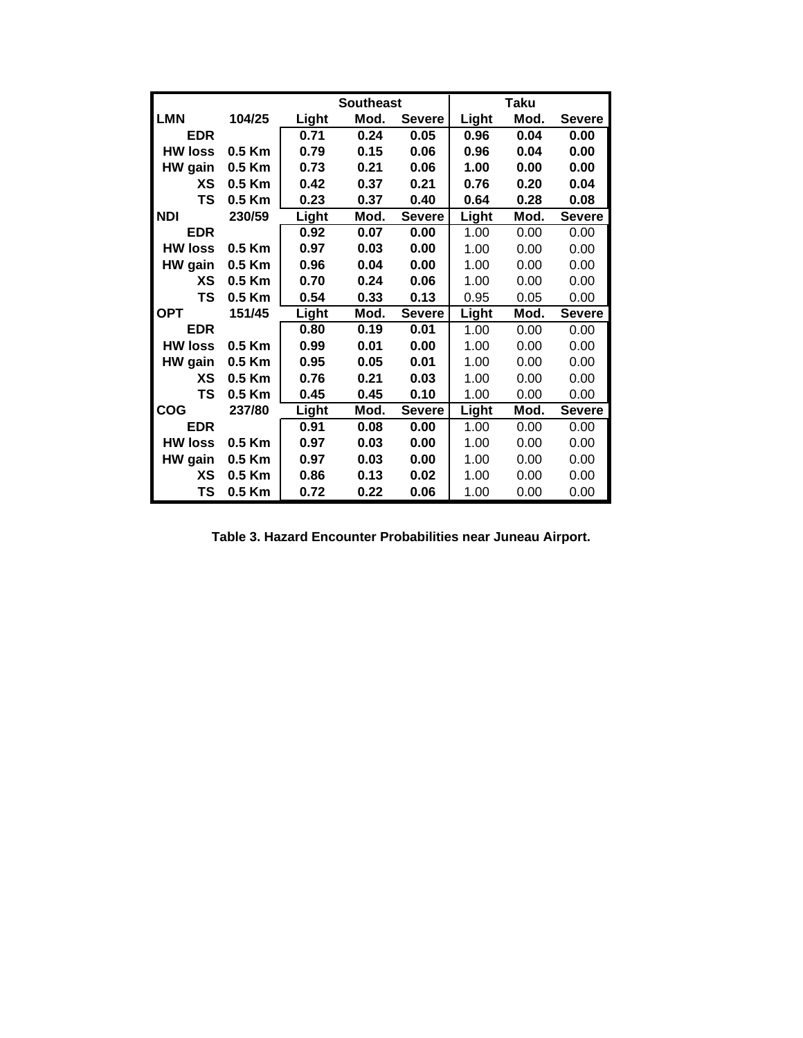| | | Southeast | | | Taku | | |
|---|---|---|---|---|---|---|---|
| **LMN** | **104/25** | **Light** | **Mod.** | **Severe** | **Light** | **Mod.** | **Severe** |
| **EDR** | | **0.71** | **0.24** | **0.05** | **0.96** | **0.04** | **0.00** |
| **HW loss** | **0.5 Km** | **0.79** | **0.15** | **0.06** | **0.96** | **0.04** | **0.00** |
| **HW gain** | **0.5 Km** | **0.73** | **0.21** | **0.06** | **1.00** | **0.00** | **0.00** |
| **XS** | **0.5 Km** | **0.42** | **0.37** | **0.21** | **0.76** | **0.20** | **0.04** |
| **TS** | **0.5 Km** | **0.23** | **0.37** | **0.40** | **0.64** | **0.28** | **0.08** |
| **NDI** | **230/59** | **Light** | **Mod.** | **Severe** | **Light** | **Mod.** | **Severe** |
| **EDR** | | **0.92** | **0.07** | **0.00** | 1.00 | 0.00 | 0.00 |
| **HW loss** | **0.5 Km** | **0.97** | **0.03** | **0.00** | 1.00 | 0.00 | 0.00 |
| **HW gain** | **0.5 Km** | **0.96** | **0.04** | **0.00** | 1.00 | 0.00 | 0.00 |
| **XS** | **0.5 Km** | **0.70** | **0.24** | **0.06** | 1.00 | 0.00 | 0.00 |
| **TS** | **0.5 Km** | **0.54** | **0.33** | **0.13** | 0.95 | 0.05 | 0.00 |
| **OPT** | **151/45** | **Light** | **Mod.** | **Severe** | **Light** | **Mod.** | **Severe** |
| **EDR** | | **0.80** | **0.19** | **0.01** | 1.00 | 0.00 | 0.00 |
| **HW loss** | **0.5 Km** | **0.99** | **0.01** | **0.00** | 1.00 | 0.00 | 0.00 |
| **HW gain** | **0.5 Km** | **0.95** | **0.05** | **0.01** | 1.00 | 0.00 | 0.00 |
| **XS** | **0.5 Km** | **0.76** | **0.21** | **0.03** | 1.00 | 0.00 | 0.00 |
| **TS** | **0.5 Km** | **0.45** | **0.45** | **0.10** | 1.00 | 0.00 | 0.00 |
| **COG** | **237/80** | **Light** | **Mod.** | **Severe** | **Light** | **Mod.** | **Severe** |
| **EDR** | | **0.91** | **0.08** | **0.00** | 1.00 | 0.00 | 0.00 |
| **HW loss** | **0.5 Km** | **0.97** | **0.03** | **0.00** | 1.00 | 0.00 | 0.00 |
| **HW gain** | **0.5 Km** | **0.97** | **0.03** | **0.00** | 1.00 | 0.00 | 0.00 |
| **XS** | **0.5 Km** | **0.86** | **0.13** | **0.02** | 1.00 | 0.00 | 0.00 |
| **TS** | **0.5 Km** | **0.72** | **0.22** | **0.06** | 1.00 | 0.00 | 0.00 |

**Table 3. Hazard Encounter Probabilities near Juneau Airport.**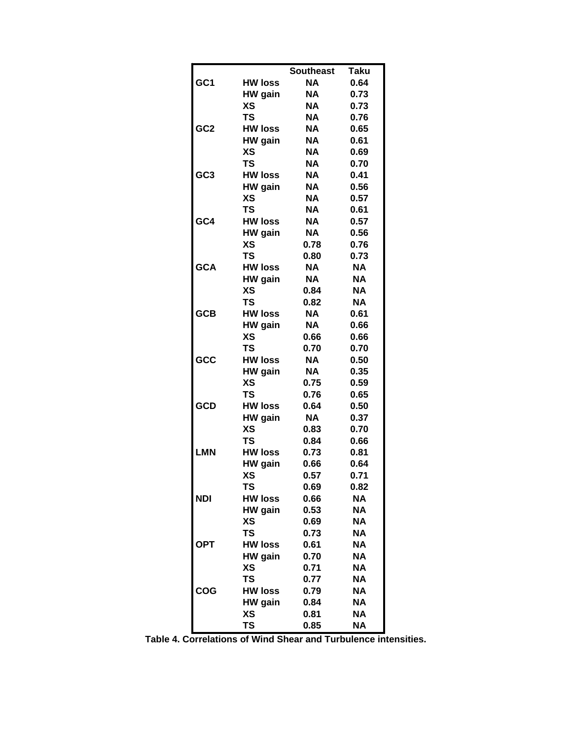| | | Southeast | Taku |
|---|---|---|---|
| GC1 | HW loss | NA | 0.64 |
| | HW gain | NA | 0.73 |
| | XS | NA | 0.73 |
| | TS | NA | 0.76 |
| GC2 | HW loss | NA | 0.65 |
| | HW gain | NA | 0.61 |
| | XS | NA | 0.69 |
| | TS | NA | 0.70 |
| GC3 | HW loss | NA | 0.41 |
| | HW gain | NA | 0.56 |
| | XS | NA | 0.57 |
| | TS | NA | 0.61 |
| GC4 | HW loss | NA | 0.57 |
| | HW gain | NA | 0.56 |
| | XS | 0.78 | 0.76 |
| | TS | 0.80 | 0.73 |
| GCA | HW loss | NA | NA |
| | HW gain | NA | NA |
| | XS | 0.84 | NA |
| | TS | 0.82 | NA |
| GCB | HW loss | NA | 0.61 |
| | HW gain | NA | 0.66 |
| | XS | 0.66 | 0.66 |
| | TS | 0.70 | 0.70 |
| GCC | HW loss | NA | 0.50 |
| | HW gain | NA | 0.35 |
| | XS | 0.75 | 0.59 |
| | TS | 0.76 | 0.65 |
| GCD | HW loss | 0.64 | 0.50 |
| | HW gain | NA | 0.37 |
| | XS | 0.83 | 0.70 |
| | TS | 0.84 | 0.66 |
| LMN | HW loss | 0.73 | 0.81 |
| | HW gain | 0.66 | 0.64 |
| | XS | 0.57 | 0.71 |
| | TS | 0.69 | 0.82 |
| NDI | HW loss | 0.66 | NA |
| | HW gain | 0.53 | NA |
| | XS | 0.69 | NA |
| | TS | 0.73 | NA |
| OPT | HW loss | 0.61 | NA |
| | HW gain | 0.70 | NA |
| | XS | 0.71 | NA |
| | TS | 0.77 | NA |
| COG | HW loss | 0.79 | NA |
| | HW gain | 0.84 | NA |
| | XS | 0.81 | NA |
| | TS | 0.85 | NA |

**Table 4. Correlations of Wind Shear and Turbulence intensities.**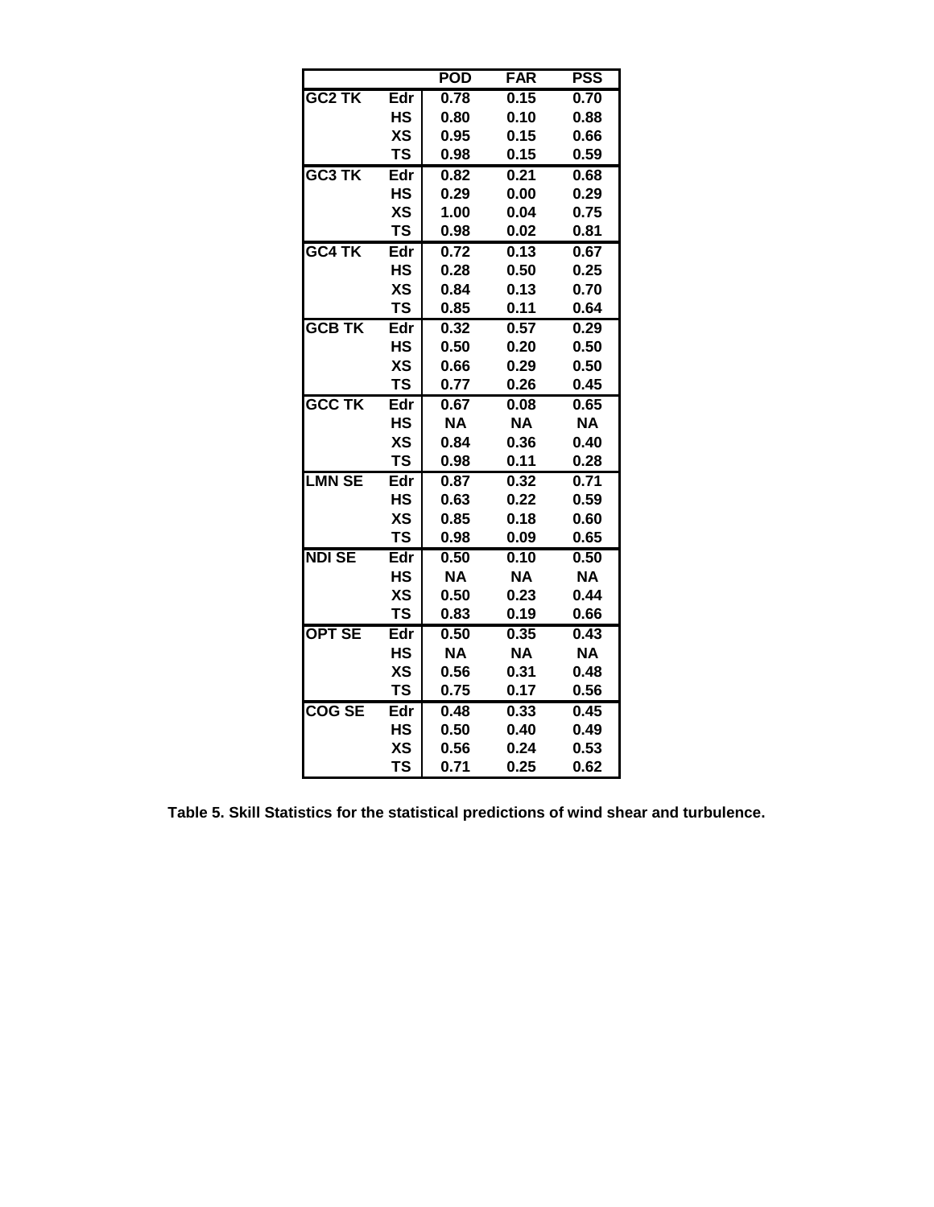| | | POD | FAR | PSS |
|---|---|---|---|---|
| GC2 TK | Edr | 0.78 | 0.15 | 0.70 |
| | HS | 0.80 | 0.10 | 0.88 |
| | XS | 0.95 | 0.15 | 0.66 |
| | TS | 0.98 | 0.15 | 0.59 |
| GC3 TK | Edr | 0.82 | 0.21 | 0.68 |
| | HS | 0.29 | 0.00 | 0.29 |
| | XS | 1.00 | 0.04 | 0.75 |
| | TS | 0.98 | 0.02 | 0.81 |
| GC4 TK | Edr | 0.72 | 0.13 | 0.67 |
| | HS | 0.28 | 0.50 | 0.25 |
| | XS | 0.84 | 0.13 | 0.70 |
| | TS | 0.85 | 0.11 | 0.64 |
| GCB TK | Edr | 0.32 | 0.57 | 0.29 |
| | HS | 0.50 | 0.20 | 0.50 |
| | XS | 0.66 | 0.29 | 0.50 |
| | TS | 0.77 | 0.26 | 0.45 |
| GCC TK | Edr | 0.67 | 0.08 | 0.65 |
| | HS | NA | NA | NA |
| | XS | 0.84 | 0.36 | 0.40 |
| | TS | 0.98 | 0.11 | 0.28 |
| LMN SE | Edr | 0.87 | 0.32 | 0.71 |
| | HS | 0.63 | 0.22 | 0.59 |
| | XS | 0.85 | 0.18 | 0.60 |
| | TS | 0.98 | 0.09 | 0.65 |
| NDI SE | Edr | 0.50 | 0.10 | 0.50 |
| | HS | NA | NA | NA |
| | XS | 0.50 | 0.23 | 0.44 |
| | TS | 0.83 | 0.19 | 0.66 |
| OPT SE | Edr | 0.50 | 0.35 | 0.43 |
| | HS | NA | NA | NA |
| | XS | 0.56 | 0.31 | 0.48 |
| | TS | 0.75 | 0.17 | 0.56 |
| COG SE | Edr | 0.48 | 0.33 | 0.45 |
| | HS | 0.50 | 0.40 | 0.49 |
| | XS | 0.56 | 0.24 | 0.53 |
| | TS | 0.71 | 0.25 | 0.62 |

**Table 5. Skill Statistics for the statistical predictions of wind shear and turbulence.**